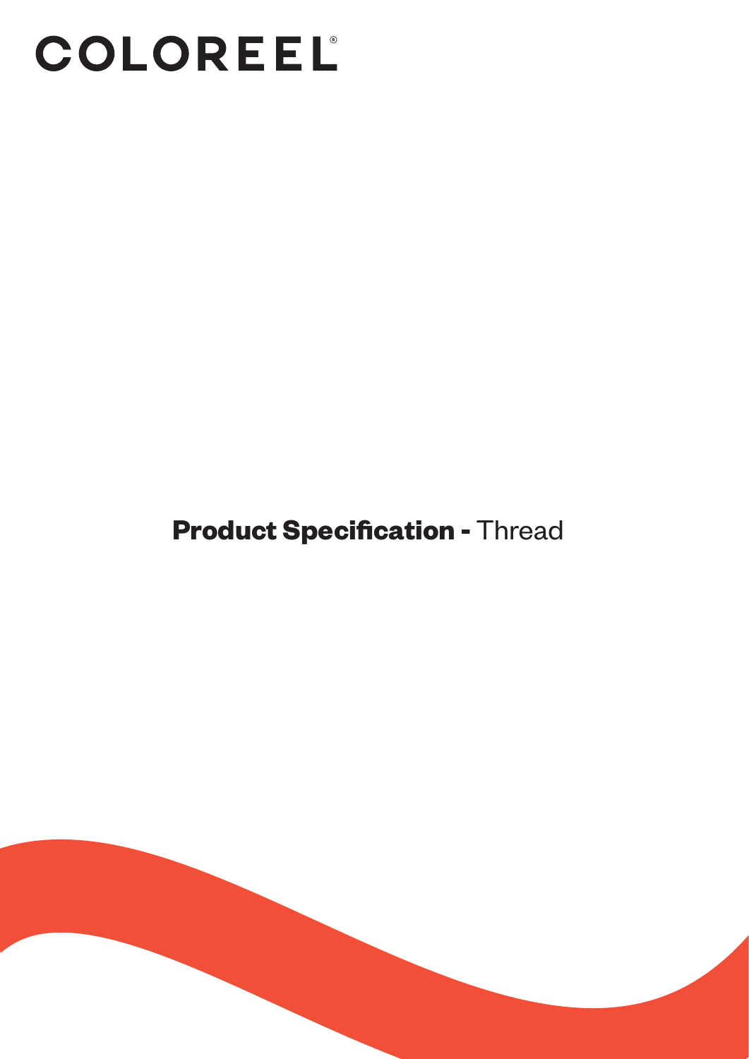# COLOREEL®

## **Product Specification -** Thread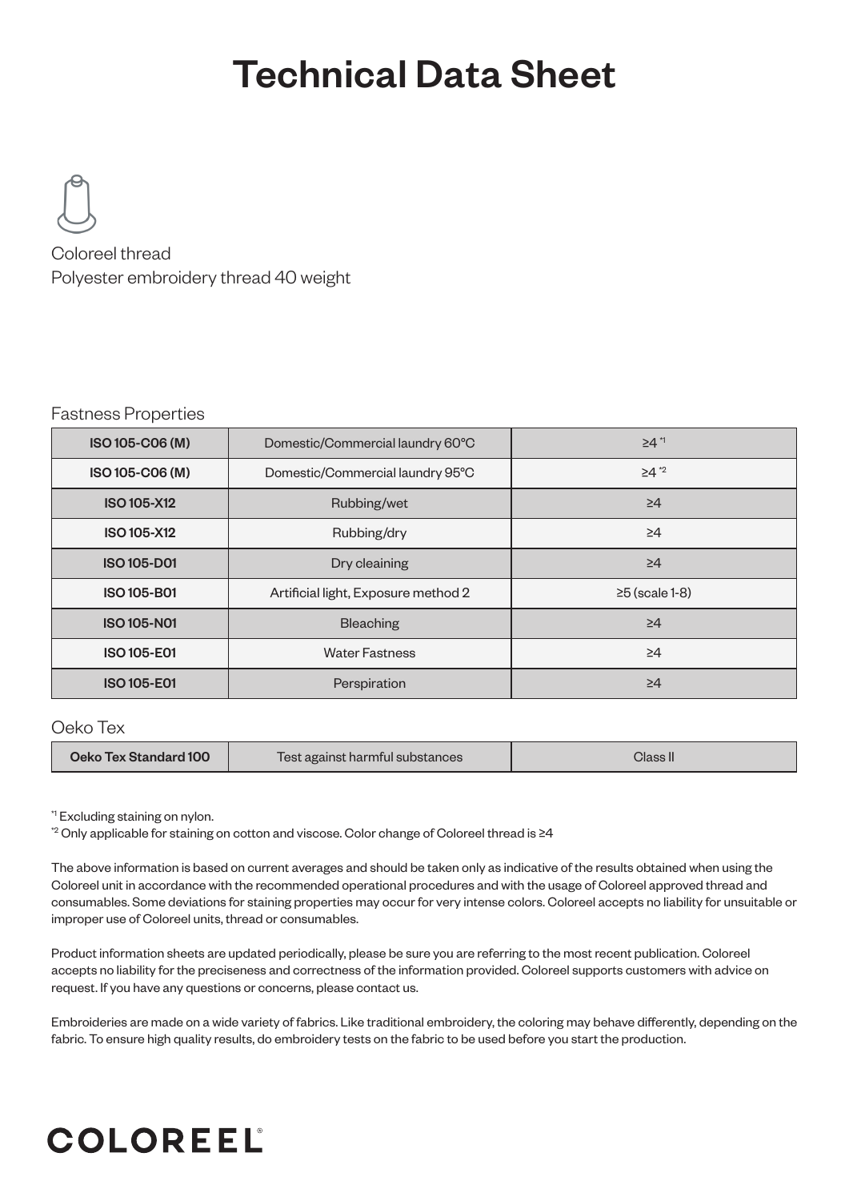# Technical Data Sheet

Coloreel thread
Polyester embroidery thread 40 weight

## Fastness Properties

| ISO 105-C06 (M) | Domestic/Commercial laundry 60°C | ≥4 *1 |
|---|---|---|
| ISO 105-C06 (M) | Domestic/Commercial laundry 95°C | ≥4 *2 |
| ISO 105-X12 | Rubbing/wet | ≥4 |
| ISO 105-X12 | Rubbing/dry | ≥4 |
| ISO 105-D01 | Dry cleaining | ≥4 |
| ISO 105-B01 | Artificial light, Exposure method 2 | ≥5 (scale 1-8) |
| ISO 105-N01 | Bleaching | ≥4 |
| ISO 105-E01 | Water Fastness | ≥4 |
| ISO 105-E01 | Perspiration | ≥4 |

## Oeko Tex

| Oeko Tex Standard 100 | Test against harmful substances | Class II |
|---|---|---|

*1 Excluding staining on nylon.
*2 Only applicable for staining on cotton and viscose. Color change of Coloreel thread is ≥4

The above information is based on current averages and should be taken only as indicative of the results obtained when using the Coloreel unit in accordance with the recommended operational procedures and with the usage of Coloreel approved thread and consumables. Some deviations for staining properties may occur for very intense colors. Coloreel accepts no liability for unsuitable or improper use of Coloreel units, thread or consumables.

Product information sheets are updated periodically, please be sure you are referring to the most recent publication. Coloreel accepts no liability for the preciseness and correctness of the information provided. Coloreel supports customers with advice on request. If you have any questions or concerns, please contact us.

Embroideries are made on a wide variety of fabrics. Like traditional embroidery, the coloring may behave differently, depending on the fabric. To ensure high quality results, do embroidery tests on the fabric to be used before you start the production.

COLOREEL®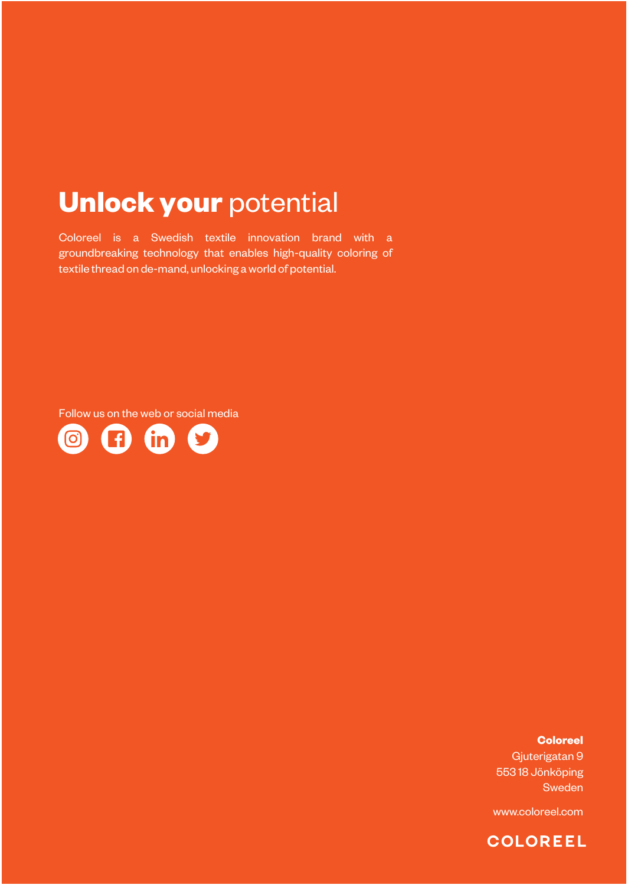# **Unlock your** potential

Coloreel is a Swedish textile innovation brand with a groundbreaking technology that enables high-quality coloring of textile thread on de-mand, unlocking a world of potential.

Follow us on the web or social media

**Coloreel**
Gjuterigatan 9
553 18 Jönköping
Sweden

www.coloreel.com

COLOREEL